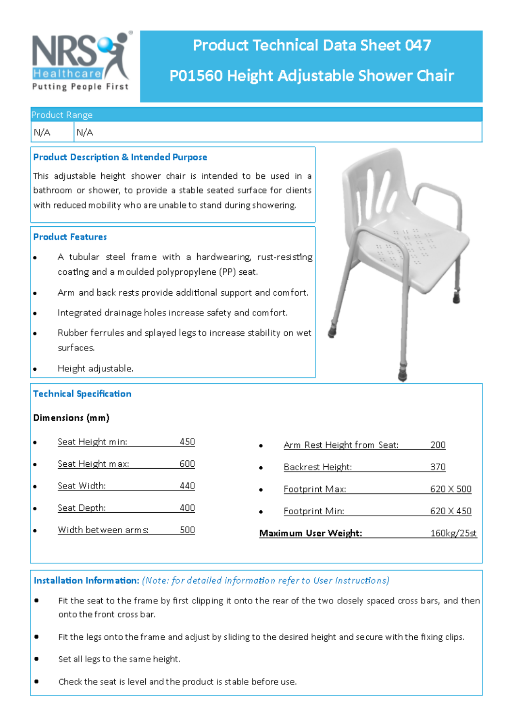# Product Technical Data Sheet 047

# P01560 Height Adjustable Shower Chair

| Product Range | |
|---|---|
| N/A | N/A |

## Product Description & Intended Purpose

This adjustable height shower chair is intended to be used in a bathroom or shower, to provide a stable seated surface for clients with reduced mobility who are unable to stand during showering.

## Product Features

- A tubular steel frame with a hardwearing, rust-resisting coating and a moulded polypropylene (PP) seat.
- Arm and back rests provide additional support and comfort.
- Integrated drainage holes increase safety and comfort.
- Rubber ferrules and splayed legs to increase stability on wet surfaces.
- Height adjustable.

## Technical Specification

**Dimensions (mm)**

- Seat Height min: 450
- Seat Height max: 600
- Seat Width: 440
- Seat Depth: 400
- Width between arms: 500
- Arm Rest Height from Seat: 200
- Backrest Height: 370
- Footprint Max: 620 X 500
- Footprint Min: 620 X 450

**Maximum User Weight:** 160kg/25st

## Installation Information: *(Note: for detailed information refer to User Instructions)*

- Fit the seat to the frame by first clipping it onto the rear of the two closely spaced cross bars, and then onto the front cross bar.
- Fit the legs onto the frame and adjust by sliding to the desired height and secure with the fixing clips.
- Set all legs to the same height.
- Check the seat is level and the product is stable before use.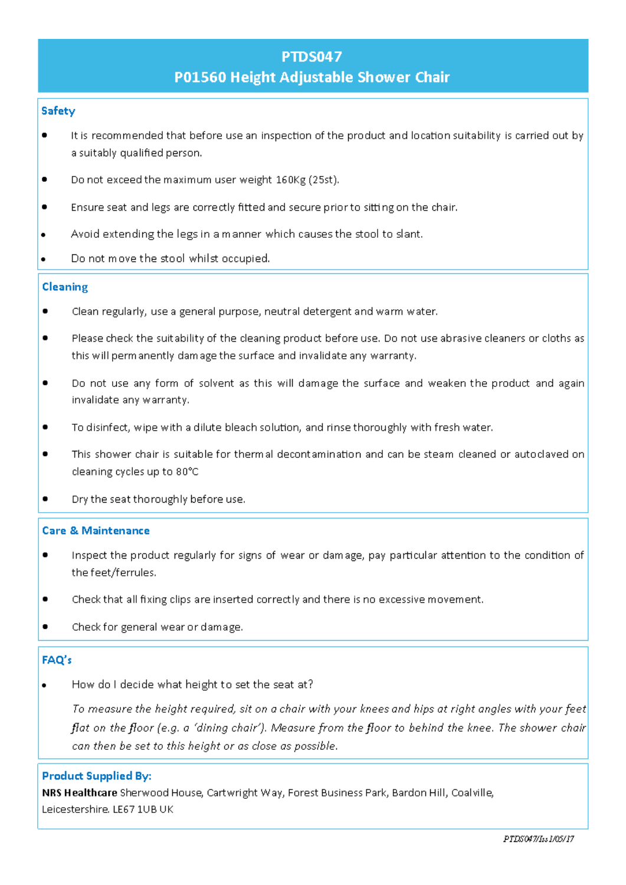# PTDS047
# P01560 Height Adjustable Shower Chair

## Safety

- It is recommended that before use an inspection of the product and location suitability is carried out by a suitably qualified person.
- Do not exceed the maximum user weight 160Kg (25st).
- Ensure seat and legs are correctly fitted and secure prior to sitting on the chair.
- Avoid extending the legs in a manner which causes the stool to slant.
- Do not move the stool whilst occupied.

## Cleaning

- Clean regularly, use a general purpose, neutral detergent and warm water.
- Please check the suitability of the cleaning product before use. Do not use abrasive cleaners or cloths as this will permanently damage the surface and invalidate any warranty.
- Do not use any form of solvent as this will damage the surface and weaken the product and again invalidate any warranty.
- To disinfect, wipe with a dilute bleach solution, and rinse thoroughly with fresh water.
- This shower chair is suitable for thermal decontamination and can be steam cleaned or autoclaved on cleaning cycles up to 80°C
- Dry the seat thoroughly before use.

## Care & Maintenance

- Inspect the product regularly for signs of wear or damage, pay particular attention to the condition of the feet/ferrules.
- Check that all fixing clips are inserted correctly and there is no excessive movement.
- Check for general wear or damage.

## FAQ's

- How do I decide what height to set the seat at?

  *To measure the height required, sit on a chair with your knees and hips at right angles with your feet flat on the floor (e.g. a 'dining chair'). Measure from the floor to behind the knee. The shower chair can then be set to this height or as close as possible.*

## Product Supplied By:

**NRS Healthcare** Sherwood House, Cartwright Way, Forest Business Park, Bardon Hill, Coalville, Leicestershire. LE67 1UB UK

*PTDS047/Iss1/05/17*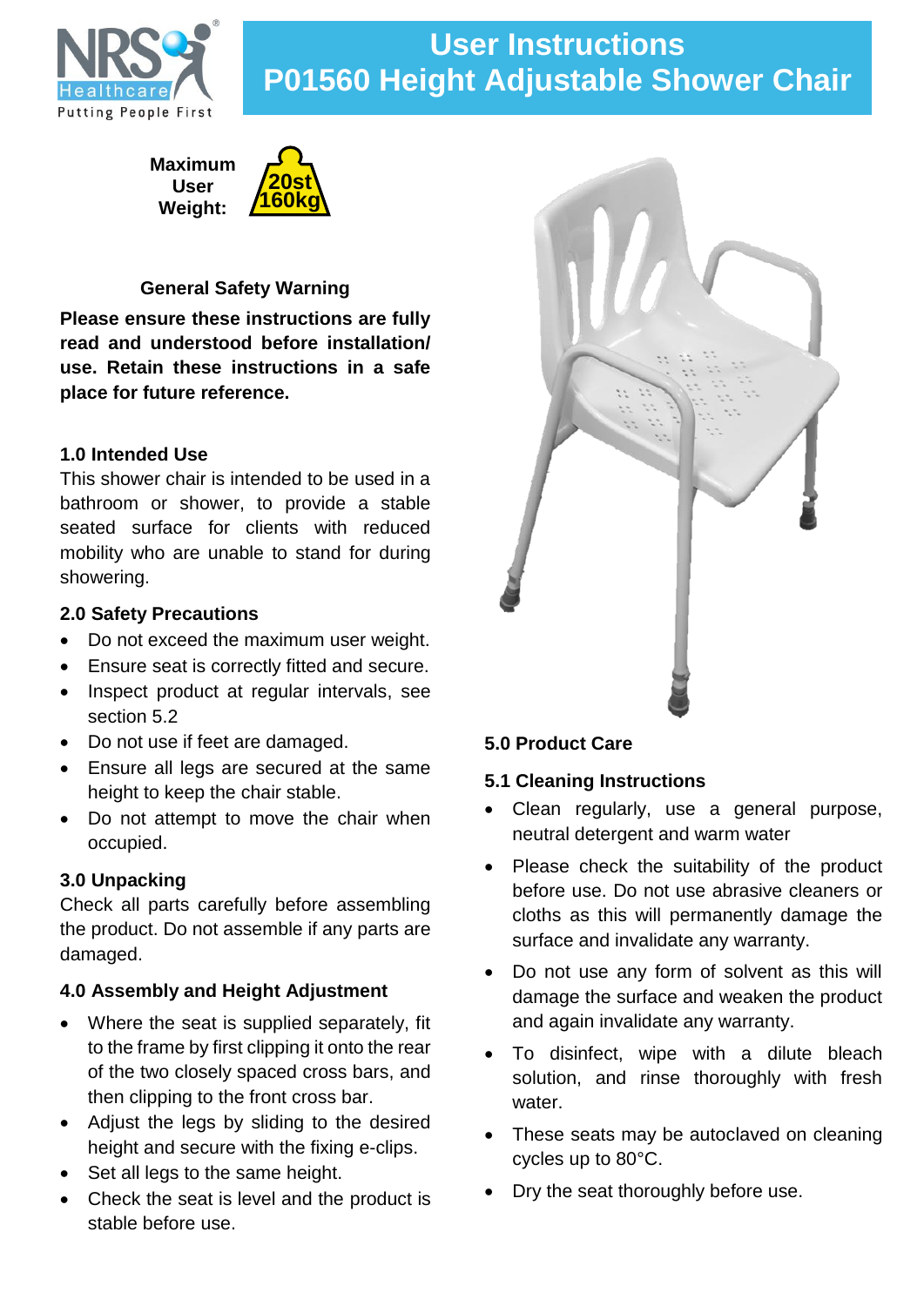# User Instructions
# P01560 Height Adjustable Shower Chair

NRS Healthcare
Putting People First

**Maximum User Weight:** 20st 160kg

### General Safety Warning

**Please ensure these instructions are fully read and understood before installation/ use. Retain these instructions in a safe place for future reference.**

### 1.0 Intended Use

This shower chair is intended to be used in a bathroom or shower, to provide a stable seated surface for clients with reduced mobility who are unable to stand for during showering.

### 2.0 Safety Precautions

- Do not exceed the maximum user weight.
- Ensure seat is correctly fitted and secure.
- Inspect product at regular intervals, see section 5.2
- Do not use if feet are damaged.
- Ensure all legs are secured at the same height to keep the chair stable.
- Do not attempt to move the chair when occupied.

### 3.0 Unpacking

Check all parts carefully before assembling the product. Do not assemble if any parts are damaged.

### 4.0 Assembly and Height Adjustment

- Where the seat is supplied separately, fit to the frame by first clipping it onto the rear of the two closely spaced cross bars, and then clipping to the front cross bar.
- Adjust the legs by sliding to the desired height and secure with the fixing e-clips.
- Set all legs to the same height.
- Check the seat is level and the product is stable before use.

### 5.0 Product Care

### 5.1 Cleaning Instructions

- Clean regularly, use a general purpose, neutral detergent and warm water
- Please check the suitability of the product before use. Do not use abrasive cleaners or cloths as this will permanently damage the surface and invalidate any warranty.
- Do not use any form of solvent as this will damage the surface and weaken the product and again invalidate any warranty.
- To disinfect, wipe with a dilute bleach solution, and rinse thoroughly with fresh water.
- These seats may be autoclaved on cleaning cycles up to 80°C.
- Dry the seat thoroughly before use.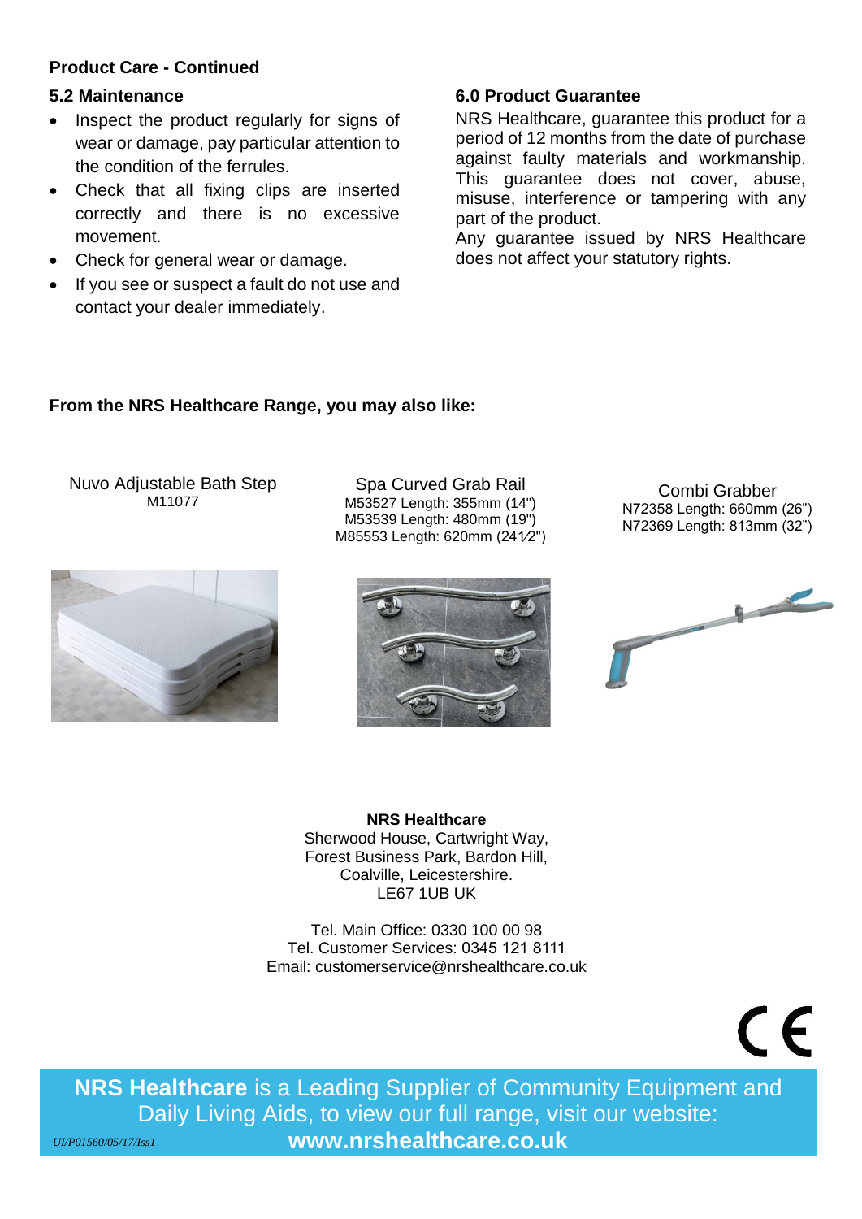**Product Care - Continued**

### 5.2 Maintenance

- Inspect the product regularly for signs of wear or damage, pay particular attention to the condition of the ferrules.
- Check that all fixing clips are inserted correctly and there is no excessive movement.
- Check for general wear or damage.
- If you see or suspect a fault do not use and contact your dealer immediately.

### 6.0 Product Guarantee

NRS Healthcare, guarantee this product for a period of 12 months from the date of purchase against faulty materials and workmanship. This guarantee does not cover, abuse, misuse, interference or tampering with any part of the product.

Any guarantee issued by NRS Healthcare does not affect your statutory rights.

**From the NRS Healthcare Range, you may also like:**

Nuvo Adjustable Bath Step
M11077

Spa Curved Grab Rail
M53527 Length: 355mm (14")
M53539 Length: 480mm (19")
M85553 Length: 620mm (24½")

Combi Grabber
N72358 Length: 660mm (26")
N72369 Length: 813mm (32")

**NRS Healthcare**
Sherwood House, Cartwright Way,
Forest Business Park, Bardon Hill,
Coalville, Leicestershire.
LE67 1UB UK

Tel. Main Office: 0330 100 00 98
Tel. Customer Services: 0345 121 8111
Email: customerservice@nrshealthcare.co.uk

CE

**NRS Healthcare** is a Leading Supplier of Community Equipment and Daily Living Aids, to view our full range, visit our website:
**www.nrshealthcare.co.uk**

*UI/P01560/05/17/Iss1*